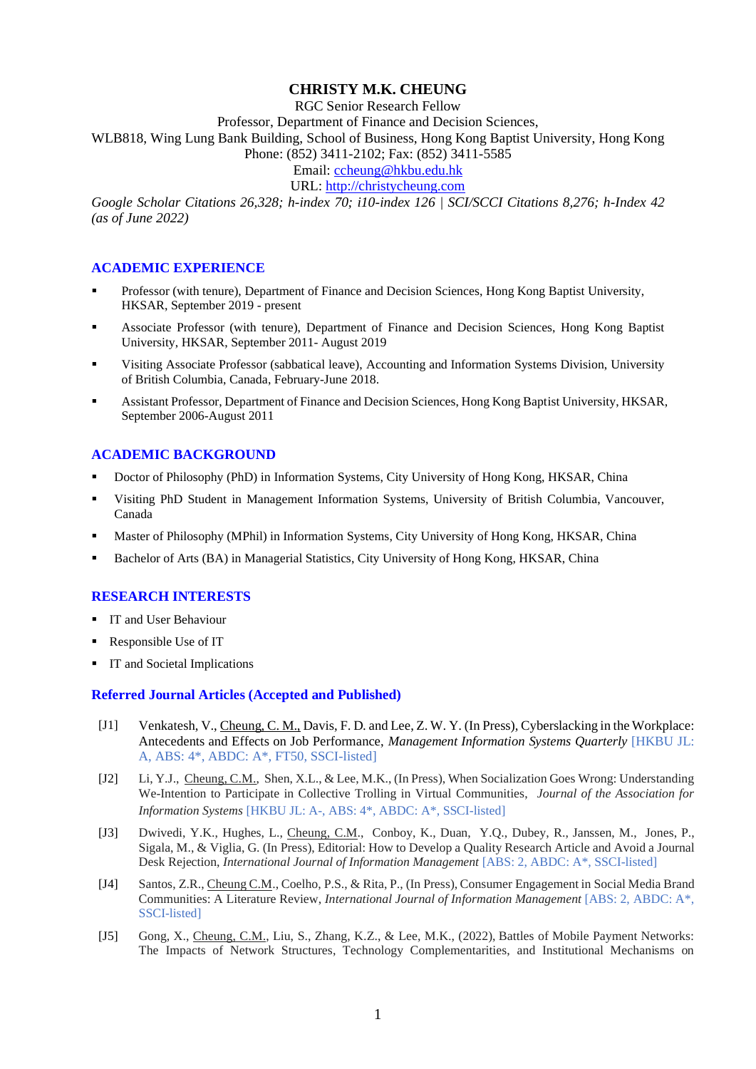# CHRISTY M.K. CHEUNG

RGC Senior Research Fellow
Professor, Department of Finance and Decision Sciences,
WLB818, Wing Lung Bank Building, School of Business, Hong Kong Baptist University, Hong Kong
Phone: (852) 3411-2102; Fax: (852) 3411-5585
Email: ccheung@hkbu.edu.hk
URL: http://christycheung.com

*Google Scholar Citations 26,328; h-index 70; i10-index 126 | SCI/SSCI Citations 8,276; h-Index 42 (as of June 2022)*

## ACADEMIC EXPERIENCE

- Professor (with tenure), Department of Finance and Decision Sciences, Hong Kong Baptist University, HKSAR, September 2019 - present
- Associate Professor (with tenure), Department of Finance and Decision Sciences, Hong Kong Baptist University, HKSAR, September 2011- August 2019
- Visiting Associate Professor (sabbatical leave), Accounting and Information Systems Division, University of British Columbia, Canada, February-June 2018.
- Assistant Professor, Department of Finance and Decision Sciences, Hong Kong Baptist University, HKSAR, September 2006-August 2011

## ACADEMIC BACKGROUND

- Doctor of Philosophy (PhD) in Information Systems, City University of Hong Kong, HKSAR, China
- Visiting PhD Student in Management Information Systems, University of British Columbia, Vancouver, Canada
- Master of Philosophy (MPhil) in Information Systems, City University of Hong Kong, HKSAR, China
- Bachelor of Arts (BA) in Managerial Statistics, City University of Hong Kong, HKSAR, China

## RESEARCH INTERESTS

- IT and User Behaviour
- Responsible Use of IT
- IT and Societal Implications

## Referred Journal Articles (Accepted and Published)

[J1] Venkatesh, V., Cheung, C. M., Davis, F. D. and Lee, Z. W. Y. (In Press), Cyberslacking in the Workplace: Antecedents and Effects on Job Performance, *Management Information Systems Quarterly* [HKBU JL: A, ABS: 4*, ABDC: A*, FT50, SSCI-listed]

[J2] Li, Y.J., Cheung, C.M., Shen, X.L., & Lee, M.K., (In Press), When Socialization Goes Wrong: Understanding We-Intention to Participate in Collective Trolling in Virtual Communities, *Journal of the Association for Information Systems* [HKBU JL: A-, ABS: 4*, ABDC: A*, SSCI-listed]

[J3] Dwivedi, Y.K., Hughes, L., Cheung, C.M., Conboy, K., Duan, Y.Q., Dubey, R., Janssen, M., Jones, P., Sigala, M., & Viglia, G. (In Press), Editorial: How to Develop a Quality Research Article and Avoid a Journal Desk Rejection, *International Journal of Information Management* [ABS: 2, ABDC: A*, SSCI-listed]

[J4] Santos, Z.R., Cheung C.M., Coelho, P.S., & Rita, P., (In Press), Consumer Engagement in Social Media Brand Communities: A Literature Review, *International Journal of Information Management* [ABS: 2, ABDC: A*, SSCI-listed]

[J5] Gong, X., Cheung, C.M., Liu, S., Zhang, K.Z., & Lee, M.K., (2022), Battles of Mobile Payment Networks: The Impacts of Network Structures, Technology Complementarities, and Institutional Mechanisms on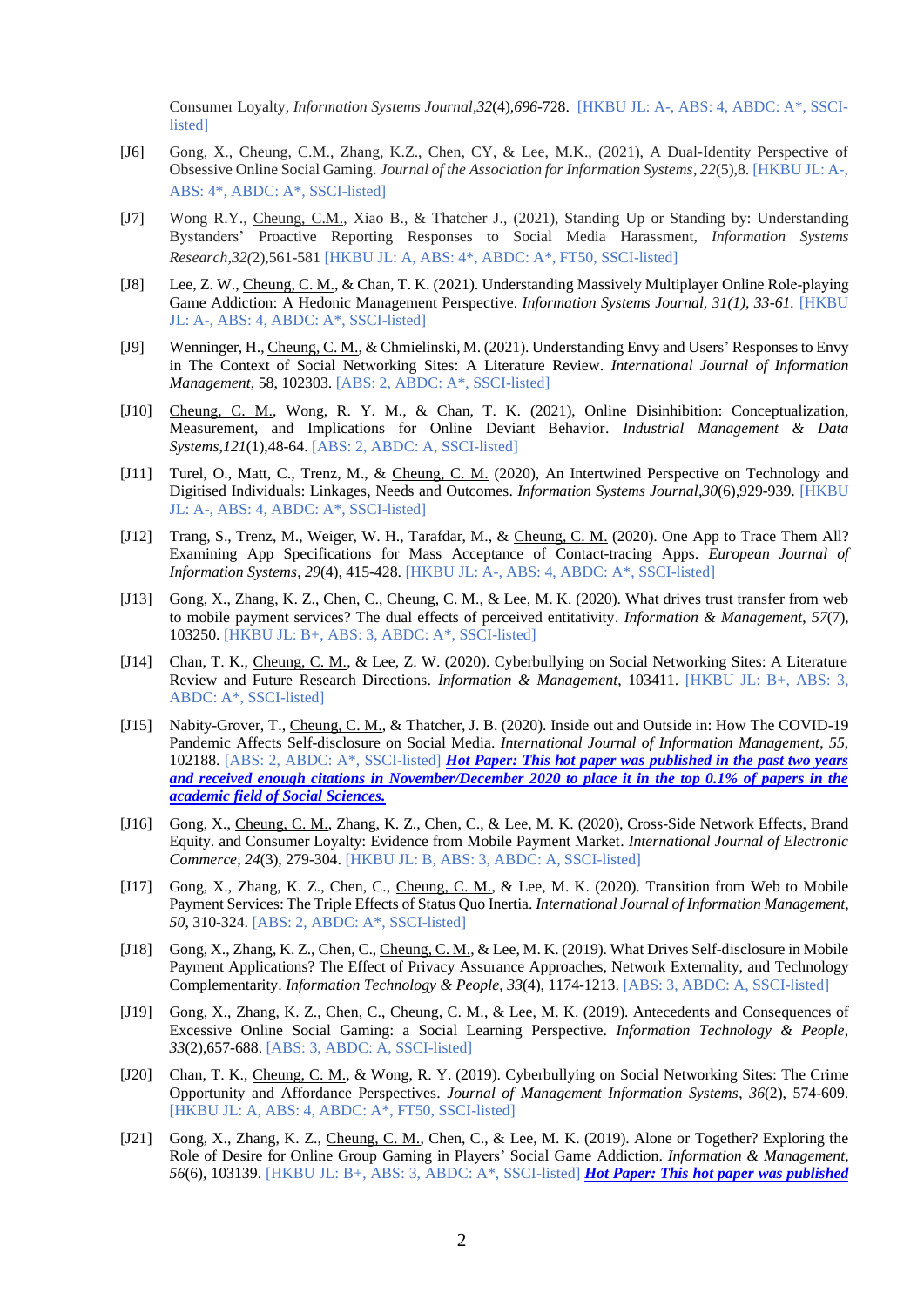Consumer Loyalty, *Information Systems Journal*,*32*(4),*696*-728. [HKBU JL: A-, ABS: 4, ABDC: A*, SSCI-listed]

[J6] Gong, X., Cheung, C.M., Zhang, K.Z., Chen, CY, & Lee, M.K., (2021), A Dual-Identity Perspective of Obsessive Online Social Gaming. *Journal of the Association for Information Systems*, *22*(5),8. [HKBU JL: A-, ABS: 4*, ABDC: A*, SSCI-listed]

[J7] Wong R.Y., Cheung, C.M., Xiao B., & Thatcher J., (2021), Standing Up or Standing by: Understanding Bystanders' Proactive Reporting Responses to Social Media Harassment, *Information Systems Research*,*32(2)*,561-581 [HKBU JL: A, ABS: 4*, ABDC: A*, FT50, SSCI-listed]

[J8] Lee, Z. W., Cheung, C. M., & Chan, T. K. (2021). Understanding Massively Multiplayer Online Role-playing Game Addiction: A Hedonic Management Perspective. *Information Systems Journal*, *31(1), 33-61*. [HKBU JL: A-, ABS: 4, ABDC: A*, SSCI-listed]

[J9] Wenninger, H., Cheung, C. M., & Chmielinski, M. (2021). Understanding Envy and Users' Responses to Envy in The Context of Social Networking Sites: A Literature Review. *International Journal of Information Management*, 58, 102303. [ABS: 2, ABDC: A*, SSCI-listed]

[J10] Cheung, C. M., Wong, R. Y. M., & Chan, T. K. (2021), Online Disinhibition: Conceptualization, Measurement, and Implications for Online Deviant Behavior. *Industrial Management & Data Systems*,*121*(1),48-64. [ABS: 2, ABDC: A, SSCI-listed]

[J11] Turel, O., Matt, C., Trenz, M., & Cheung, C. M. (2020), An Intertwined Perspective on Technology and Digitised Individuals: Linkages, Needs and Outcomes. *Information Systems Journal*,*30*(6),929-939. [HKBU JL: A-, ABS: 4, ABDC: A*, SSCI-listed]

[J12] Trang, S., Trenz, M., Weiger, W. H., Tarafdar, M., & Cheung, C. M. (2020). One App to Trace Them All? Examining App Specifications for Mass Acceptance of Contact-tracing Apps. *European Journal of Information Systems*, *29*(4), 415-428. [HKBU JL: A-, ABS: 4, ABDC: A*, SSCI-listed]

[J13] Gong, X., Zhang, K. Z., Chen, C., Cheung, C. M., & Lee, M. K. (2020). What drives trust transfer from web to mobile payment services? The dual effects of perceived entitativity. *Information & Management*, *57*(7), 103250. [HKBU JL: B+, ABS: 3, ABDC: A*, SSCI-listed]

[J14] Chan, T. K., Cheung, C. M., & Lee, Z. W. (2020). Cyberbullying on Social Networking Sites: A Literature Review and Future Research Directions. *Information & Management*, 103411. [HKBU JL: B+, ABS: 3, ABDC: A*, SSCI-listed]

[J15] Nabity-Grover, T., Cheung, C. M., & Thatcher, J. B. (2020). Inside out and Outside in: How The COVID-19 Pandemic Affects Self-disclosure on Social Media. *International Journal of Information Management*, *55*, 102188. [ABS: 2, ABDC: A*, SSCI-listed] ***Hot Paper: This hot paper was published in the past two years and received enough citations in November/December 2020 to place it in the top 0.1% of papers in the academic field of Social Sciences.***

[J16] Gong, X., Cheung, C. M., Zhang, K. Z., Chen, C., & Lee, M. K. (2020), Cross-Side Network Effects, Brand Equity. and Consumer Loyalty: Evidence from Mobile Payment Market. *International Journal of Electronic Commerce*, *24*(3), 279-304. [HKBU JL: B, ABS: 3, ABDC: A, SSCI-listed]

[J17] Gong, X., Zhang, K. Z., Chen, C., Cheung, C. M., & Lee, M. K. (2020). Transition from Web to Mobile Payment Services: The Triple Effects of Status Quo Inertia. *International Journal of Information Management*, *50*, 310-324. [ABS: 2, ABDC: A*, SSCI-listed]

[J18] Gong, X., Zhang, K. Z., Chen, C., Cheung, C. M., & Lee, M. K. (2019). What Drives Self-disclosure in Mobile Payment Applications? The Effect of Privacy Assurance Approaches, Network Externality, and Technology Complementarity. *Information Technology & People*, *33*(4), 1174-1213. [ABS: 3, ABDC: A, SSCI-listed]

[J19] Gong, X., Zhang, K. Z., Chen, C., Cheung, C. M., & Lee, M. K. (2019). Antecedents and Consequences of Excessive Online Social Gaming: a Social Learning Perspective. *Information Technology & People*, *33*(2),657-688. [ABS: 3, ABDC: A, SSCI-listed]

[J20] Chan, T. K., Cheung, C. M., & Wong, R. Y. (2019). Cyberbullying on Social Networking Sites: The Crime Opportunity and Affordance Perspectives. *Journal of Management Information Systems*, *36*(2), 574-609. [HKBU JL: A, ABS: 4, ABDC: A*, FT50, SSCI-listed]

[J21] Gong, X., Zhang, K. Z., Cheung, C. M., Chen, C., & Lee, M. K. (2019). Alone or Together? Exploring the Role of Desire for Online Group Gaming in Players' Social Game Addiction. *Information & Management*, *56*(6), 103139. [HKBU JL: B+, ABS: 3, ABDC: A*, SSCI-listed] ***Hot Paper: This hot paper was published***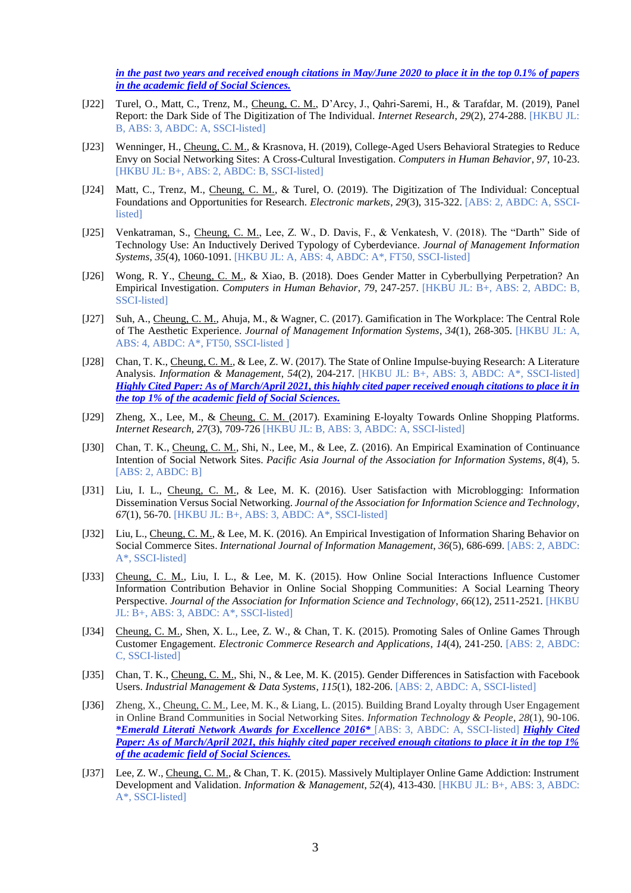***in the past two years and received enough citations in May/June 2020 to place it in the top 0.1% of papers in the academic field of Social Sciences.***

[J22] Turel, O., Matt, C., Trenz, M., Cheung, C. M., D'Arcy, J., Qahri-Saremi, H., & Tarafdar, M. (2019), Panel Report: the Dark Side of The Digitization of The Individual. *Internet Research*, *29*(2), 274-288. [HKBU JL: B, ABS: 3, ABDC: A, SSCI-listed]

[J23] Wenninger, H., Cheung, C. M., & Krasnova, H. (2019), College-Aged Users Behavioral Strategies to Reduce Envy on Social Networking Sites: A Cross-Cultural Investigation. *Computers in Human Behavior*, *97*, 10-23. [HKBU JL: B+, ABS: 2, ABDC: B, SSCI-listed]

[J24] Matt, C., Trenz, M., Cheung, C. M., & Turel, O. (2019). The Digitization of The Individual: Conceptual Foundations and Opportunities for Research. *Electronic markets*, *29*(3), 315-322. [ABS: 2, ABDC: A, SSCI-listed]

[J25] Venkatraman, S., Cheung, C. M., Lee, Z. W., D. Davis, F., & Venkatesh, V. (2018). The "Darth" Side of Technology Use: An Inductively Derived Typology of Cyberdeviance. *Journal of Management Information Systems*, *35*(4), 1060-1091. [HKBU JL: A, ABS: 4, ABDC: A*, FT50, SSCI-listed]

[J26] Wong, R. Y., Cheung, C. M., & Xiao, B. (2018). Does Gender Matter in Cyberbullying Perpetration? An Empirical Investigation. *Computers in Human Behavior*, *79*, 247-257. [HKBU JL: B+, ABS: 2, ABDC: B, SSCI-listed]

[J27] Suh, A., Cheung, C. M., Ahuja, M., & Wagner, C. (2017). Gamification in The Workplace: The Central Role of The Aesthetic Experience. *Journal of Management Information Systems*, *34*(1), 268-305. [HKBU JL: A, ABS: 4, ABDC: A*, FT50, SSCI-listed ]

[J28] Chan, T. K., Cheung, C. M., & Lee, Z. W. (2017). The State of Online Impulse-buying Research: A Literature Analysis. *Information & Management*, *54*(2), 204-217. [HKBU JL: B+, ABS: 3, ABDC: A*, SSCI-listed] ***Highly Cited Paper: As of March/April 2021, this highly cited paper received enough citations to place it in the top 1% of the academic field of Social Sciences.***

[J29] Zheng, X., Lee, M., & Cheung, C. M. (2017). Examining E-loyalty Towards Online Shopping Platforms. *Internet Research*, *27*(3), 709-726 [HKBU JL: B, ABS: 3, ABDC: A, SSCI-listed]

[J30] Chan, T. K., Cheung, C. M., Shi, N., Lee, M., & Lee, Z. (2016). An Empirical Examination of Continuance Intention of Social Network Sites. *Pacific Asia Journal of the Association for Information Systems*, *8*(4), 5. [ABS: 2, ABDC: B]

[J31] Liu, I. L., Cheung, C. M., & Lee, M. K. (2016). User Satisfaction with Microblogging: Information Dissemination Versus Social Networking. *Journal of the Association for Information Science and Technology*, *67*(1), 56-70. [HKBU JL: B+, ABS: 3, ABDC: A*, SSCI-listed]

[J32] Liu, L., Cheung, C. M., & Lee, M. K. (2016). An Empirical Investigation of Information Sharing Behavior on Social Commerce Sites. *International Journal of Information Management*, *36*(5), 686-699. [ABS: 2, ABDC: A*, SSCI-listed]

[J33] Cheung, C. M., Liu, I. L., & Lee, M. K. (2015). How Online Social Interactions Influence Customer Information Contribution Behavior in Online Social Shopping Communities: A Social Learning Theory Perspective. *Journal of the Association for Information Science and Technology*, *66*(12), 2511-2521. [HKBU JL: B+, ABS: 3, ABDC: A*, SSCI-listed]

[J34] Cheung, C. M., Shen, X. L., Lee, Z. W., & Chan, T. K. (2015). Promoting Sales of Online Games Through Customer Engagement. *Electronic Commerce Research and Applications*, *14*(4), 241-250. [ABS: 2, ABDC: C, SSCI-listed]

[J35] Chan, T. K., Cheung, C. M., Shi, N., & Lee, M. K. (2015). Gender Differences in Satisfaction with Facebook Users. *Industrial Management & Data Systems*, *115*(1), 182-206. [ABS: 2, ABDC: A, SSCI-listed]

[J36] Zheng, X., Cheung, C. M., Lee, M. K., & Liang, L. (2015). Building Brand Loyalty through User Engagement in Online Brand Communities in Social Networking Sites. *Information Technology & People*, *28*(1), 90-106. ***\*Emerald Literati Network Awards for Excellence 2016\**** [ABS: 3, ABDC: A, SSCI-listed] ***Highly Cited Paper: As of March/April 2021, this highly cited paper received enough citations to place it in the top 1% of the academic field of Social Sciences.***

[J37] Lee, Z. W., Cheung, C. M., & Chan, T. K. (2015). Massively Multiplayer Online Game Addiction: Instrument Development and Validation. *Information & Management*, *52*(4), 413-430. [HKBU JL: B+, ABS: 3, ABDC: A*, SSCI-listed]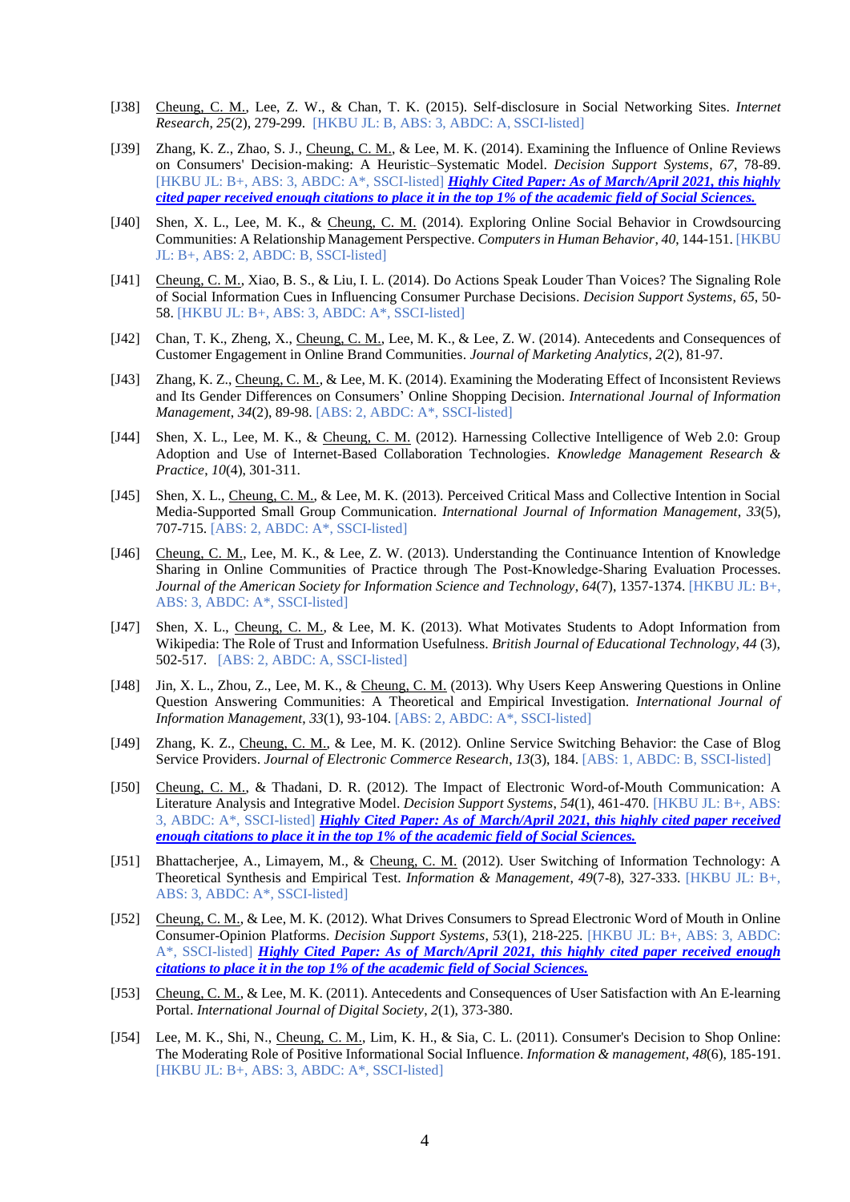[J38] Cheung, C. M., Lee, Z. W., & Chan, T. K. (2015). Self-disclosure in Social Networking Sites. *Internet Research*, *25*(2), 279-299. [HKBU JL: B, ABS: 3, ABDC: A, SSCI-listed]

[J39] Zhang, K. Z., Zhao, S. J., Cheung, C. M., & Lee, M. K. (2014). Examining the Influence of Online Reviews on Consumers' Decision-making: A Heuristic–Systematic Model. *Decision Support Systems*, *67*, 78-89. [HKBU JL: B+, ABS: 3, ABDC: A*, SSCI-listed] ***Highly Cited Paper: As of March/April 2021, this highly cited paper received enough citations to place it in the top 1% of the academic field of Social Sciences.***

[J40] Shen, X. L., Lee, M. K., & Cheung, C. M. (2014). Exploring Online Social Behavior in Crowdsourcing Communities: A Relationship Management Perspective. *Computers in Human Behavior*, *40*, 144-151. [HKBU JL: B+, ABS: 2, ABDC: B, SSCI-listed]

[J41] Cheung, C. M., Xiao, B. S., & Liu, I. L. (2014). Do Actions Speak Louder Than Voices? The Signaling Role of Social Information Cues in Influencing Consumer Purchase Decisions. *Decision Support Systems*, *65*, 50-58. [HKBU JL: B+, ABS: 3, ABDC: A*, SSCI-listed]

[J42] Chan, T. K., Zheng, X., Cheung, C. M., Lee, M. K., & Lee, Z. W. (2014). Antecedents and Consequences of Customer Engagement in Online Brand Communities. *Journal of Marketing Analytics*, *2*(2), 81-97.

[J43] Zhang, K. Z., Cheung, C. M., & Lee, M. K. (2014). Examining the Moderating Effect of Inconsistent Reviews and Its Gender Differences on Consumers' Online Shopping Decision. *International Journal of Information Management*, *34*(2), 89-98. [ABS: 2, ABDC: A*, SSCI-listed]

[J44] Shen, X. L., Lee, M. K., & Cheung, C. M. (2012). Harnessing Collective Intelligence of Web 2.0: Group Adoption and Use of Internet-Based Collaboration Technologies. *Knowledge Management Research & Practice*, *10*(4), 301-311.

[J45] Shen, X. L., Cheung, C. M., & Lee, M. K. (2013). Perceived Critical Mass and Collective Intention in Social Media-Supported Small Group Communication. *International Journal of Information Management*, *33*(5), 707-715. [ABS: 2, ABDC: A*, SSCI-listed]

[J46] Cheung, C. M., Lee, M. K., & Lee, Z. W. (2013). Understanding the Continuance Intention of Knowledge Sharing in Online Communities of Practice through The Post-Knowledge-Sharing Evaluation Processes. *Journal of the American Society for Information Science and Technology*, *64*(7), 1357-1374. [HKBU JL: B+, ABS: 3, ABDC: A*, SSCI-listed]

[J47] Shen, X. L., Cheung, C. M., & Lee, M. K. (2013). What Motivates Students to Adopt Information from Wikipedia: The Role of Trust and Information Usefulness. *British Journal of Educational Technology*, *44* (3), 502-517. [ABS: 2, ABDC: A, SSCI-listed]

[J48] Jin, X. L., Zhou, Z., Lee, M. K., & Cheung, C. M. (2013). Why Users Keep Answering Questions in Online Question Answering Communities: A Theoretical and Empirical Investigation. *International Journal of Information Management*, *33*(1), 93-104. [ABS: 2, ABDC: A*, SSCI-listed]

[J49] Zhang, K. Z., Cheung, C. M., & Lee, M. K. (2012). Online Service Switching Behavior: the Case of Blog Service Providers. *Journal of Electronic Commerce Research*, *13*(3), 184. [ABS: 1, ABDC: B, SSCI-listed]

[J50] Cheung, C. M., & Thadani, D. R. (2012). The Impact of Electronic Word-of-Mouth Communication: A Literature Analysis and Integrative Model. *Decision Support Systems*, *54*(1), 461-470. [HKBU JL: B+, ABS: 3, ABDC: A*, SSCI-listed] ***Highly Cited Paper: As of March/April 2021, this highly cited paper received enough citations to place it in the top 1% of the academic field of Social Sciences.***

[J51] Bhattacherjee, A., Limayem, M., & Cheung, C. M. (2012). User Switching of Information Technology: A Theoretical Synthesis and Empirical Test. *Information & Management*, *49*(7-8), 327-333. [HKBU JL: B+, ABS: 3, ABDC: A*, SSCI-listed]

[J52] Cheung, C. M., & Lee, M. K. (2012). What Drives Consumers to Spread Electronic Word of Mouth in Online Consumer-Opinion Platforms. *Decision Support Systems*, *53*(1), 218-225. [HKBU JL: B+, ABS: 3, ABDC: A*, SSCI-listed] ***Highly Cited Paper: As of March/April 2021, this highly cited paper received enough citations to place it in the top 1% of the academic field of Social Sciences.***

[J53] Cheung, C. M., & Lee, M. K. (2011). Antecedents and Consequences of User Satisfaction with An E-learning Portal. *International Journal of Digital Society*, *2*(1), 373-380.

[J54] Lee, M. K., Shi, N., Cheung, C. M., Lim, K. H., & Sia, C. L. (2011). Consumer's Decision to Shop Online: The Moderating Role of Positive Informational Social Influence. *Information & management*, *48*(6), 185-191. [HKBU JL: B+, ABS: 3, ABDC: A*, SSCI-listed]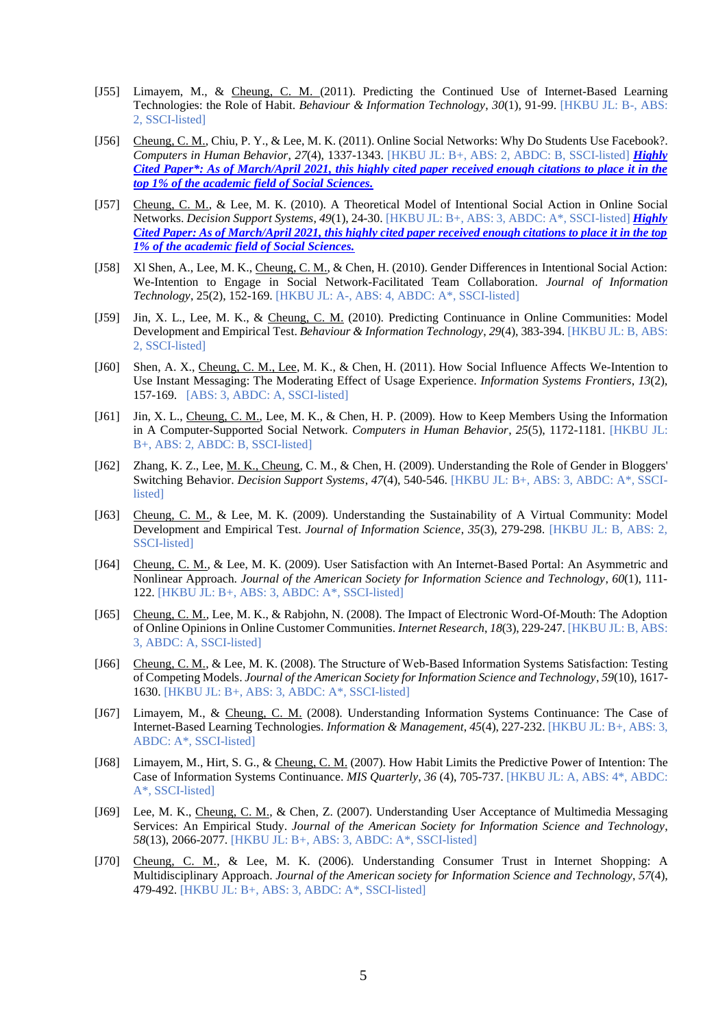[J55] Limayem, M., & Cheung, C. M. (2011). Predicting the Continued Use of Internet-Based Learning Technologies: the Role of Habit. *Behaviour & Information Technology*, *30*(1), 91-99. [HKBU JL: B-, ABS: 2, SSCI-listed]

[J56] Cheung, C. M., Chiu, P. Y., & Lee, M. K. (2011). Online Social Networks: Why Do Students Use Facebook?. *Computers in Human Behavior*, *27*(4), 1337-1343. [HKBU JL: B+, ABS: 2, ABDC: B, SSCI-listed] ***Highly Cited Paper\*: As of March/April 2021, this highly cited paper received enough citations to place it in the top 1% of the academic field of Social Sciences.***

[J57] Cheung, C. M., & Lee, M. K. (2010). A Theoretical Model of Intentional Social Action in Online Social Networks. *Decision Support Systems*, *49*(1), 24-30. [HKBU JL: B+, ABS: 3, ABDC: A*, SSCI-listed] ***Highly Cited Paper: As of March/April 2021, this highly cited paper received enough citations to place it in the top 1% of the academic field of Social Sciences.***

[J58] XI Shen, A., Lee, M. K., Cheung, C. M., & Chen, H. (2010). Gender Differences in Intentional Social Action: We-Intention to Engage in Social Network-Facilitated Team Collaboration. *Journal of Information Technology*, 25(2), 152-169. [HKBU JL: A-, ABS: 4, ABDC: A*, SSCI-listed]

[J59] Jin, X. L., Lee, M. K., & Cheung, C. M. (2010). Predicting Continuance in Online Communities: Model Development and Empirical Test. *Behaviour & Information Technology*, *29*(4), 383-394. [HKBU JL: B, ABS: 2, SSCI-listed]

[J60] Shen, A. X., Cheung, C. M., Lee, M. K., & Chen, H. (2011). How Social Influence Affects We-Intention to Use Instant Messaging: The Moderating Effect of Usage Experience. *Information Systems Frontiers*, *13*(2), 157-169. [ABS: 3, ABDC: A, SSCI-listed]

[J61] Jin, X. L., Cheung, C. M., Lee, M. K., & Chen, H. P. (2009). How to Keep Members Using the Information in A Computer-Supported Social Network. *Computers in Human Behavior*, *25*(5), 1172-1181. [HKBU JL: B+, ABS: 2, ABDC: B, SSCI-listed]

[J62] Zhang, K. Z., Lee, M. K., Cheung, C. M., & Chen, H. (2009). Understanding the Role of Gender in Bloggers' Switching Behavior. *Decision Support Systems*, *47*(4), 540-546. [HKBU JL: B+, ABS: 3, ABDC: A*, SSCI-listed]

[J63] Cheung, C. M., & Lee, M. K. (2009). Understanding the Sustainability of A Virtual Community: Model Development and Empirical Test. *Journal of Information Science*, *35*(3), 279-298. [HKBU JL: B, ABS: 2, SSCI-listed]

[J64] Cheung, C. M., & Lee, M. K. (2009). User Satisfaction with An Internet-Based Portal: An Asymmetric and Nonlinear Approach. *Journal of the American Society for Information Science and Technology*, *60*(1), 111-122. [HKBU JL: B+, ABS: 3, ABDC: A*, SSCI-listed]

[J65] Cheung, C. M., Lee, M. K., & Rabjohn, N. (2008). The Impact of Electronic Word-Of-Mouth: The Adoption of Online Opinions in Online Customer Communities. *Internet Research*, *18*(3), 229-247. [HKBU JL: B, ABS: 3, ABDC: A, SSCI-listed]

[J66] Cheung, C. M., & Lee, M. K. (2008). The Structure of Web-Based Information Systems Satisfaction: Testing of Competing Models. *Journal of the American Society for Information Science and Technology*, *59*(10), 1617-1630. [HKBU JL: B+, ABS: 3, ABDC: A*, SSCI-listed]

[J67] Limayem, M., & Cheung, C. M. (2008). Understanding Information Systems Continuance: The Case of Internet-Based Learning Technologies. *Information & Management*, *45*(4), 227-232. [HKBU JL: B+, ABS: 3, ABDC: A*, SSCI-listed]

[J68] Limayem, M., Hirt, S. G., & Cheung, C. M. (2007). How Habit Limits the Predictive Power of Intention: The Case of Information Systems Continuance. *MIS Quarterly*, *36* (4), 705-737. [HKBU JL: A, ABS: 4*, ABDC: A*, SSCI-listed]

[J69] Lee, M. K., Cheung, C. M., & Chen, Z. (2007). Understanding User Acceptance of Multimedia Messaging Services: An Empirical Study. *Journal of the American Society for Information Science and Technology*, *58*(13), 2066-2077. [HKBU JL: B+, ABS: 3, ABDC: A*, SSCI-listed]

[J70] Cheung, C. M., & Lee, M. K. (2006). Understanding Consumer Trust in Internet Shopping: A Multidisciplinary Approach. *Journal of the American society for Information Science and Technology*, *57*(4), 479-492. [HKBU JL: B+, ABS: 3, ABDC: A*, SSCI-listed]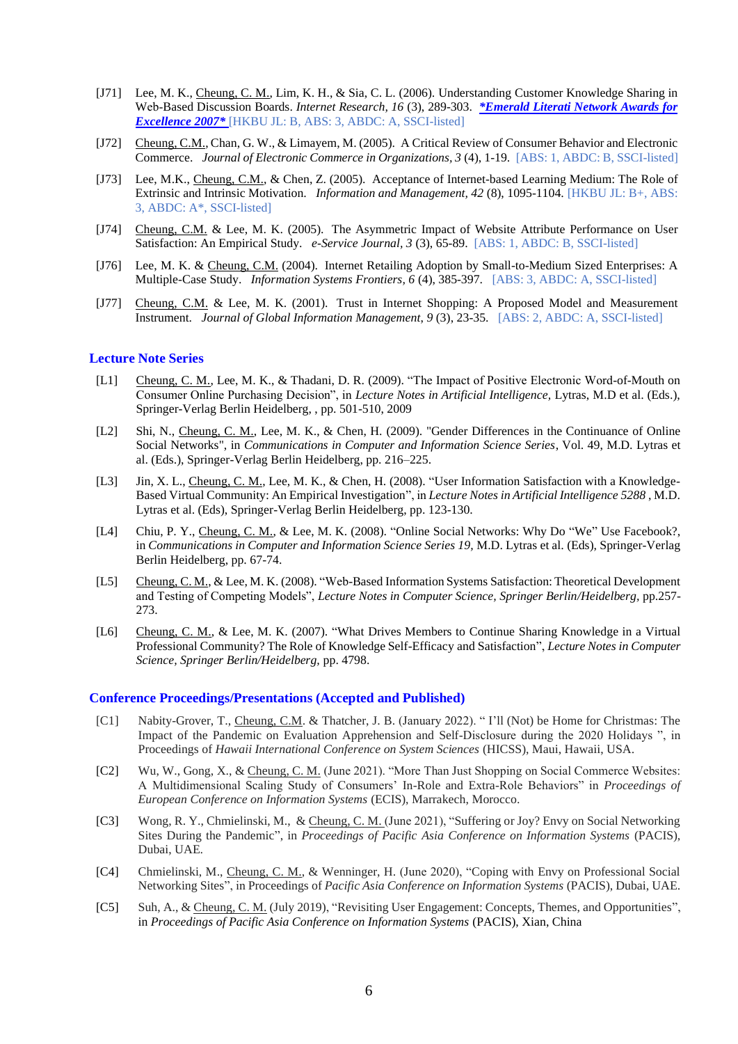- [J71] Lee, M. K., Cheung, C. M., Lim, K. H., & Sia, C. L. (2006). Understanding Customer Knowledge Sharing in Web-Based Discussion Boards. *Internet Research, 16* (3), 289-303. ***\*Emerald Literati Network Awards for Excellence 2007\**** [HKBU JL: B, ABS: 3, ABDC: A, SSCI-listed]

- [J72] Cheung, C.M., Chan, G. W., & Limayem, M. (2005). A Critical Review of Consumer Behavior and Electronic Commerce. *Journal of Electronic Commerce in Organizations, 3* (4), 1-19. [ABS: 1, ABDC: B, SSCI-listed]

- [J73] Lee, M.K., Cheung, C.M., & Chen, Z. (2005). Acceptance of Internet-based Learning Medium: The Role of Extrinsic and Intrinsic Motivation. *Information and Management, 42* (8), 1095-1104. [HKBU JL: B+, ABS: 3, ABDC: A*, SSCI-listed]

- [J74] Cheung, C.M. & Lee, M. K. (2005). The Asymmetric Impact of Website Attribute Performance on User Satisfaction: An Empirical Study. *e-Service Journal, 3* (3), 65-89. [ABS: 1, ABDC: B, SSCI-listed]

- [J76] Lee, M. K. & Cheung, C.M. (2004). Internet Retailing Adoption by Small-to-Medium Sized Enterprises: A Multiple-Case Study. *Information Systems Frontiers, 6* (4), 385-397. [ABS: 3, ABDC: A, SSCI-listed]

- [J77] Cheung, C.M. & Lee, M. K. (2001). Trust in Internet Shopping: A Proposed Model and Measurement Instrument. *Journal of Global Information Management, 9* (3), 23-35. [ABS: 2, ABDC: A, SSCI-listed]

## Lecture Note Series

- [L1] Cheung, C. M., Lee, M. K., & Thadani, D. R. (2009). "The Impact of Positive Electronic Word-of-Mouth on Consumer Online Purchasing Decision", in *Lecture Notes in Artificial Intelligence,* Lytras, M.D et al. (Eds.), Springer-Verlag Berlin Heidelberg, , pp. 501-510, 2009

- [L2] Shi, N., Cheung, C. M., Lee, M. K., & Chen, H. (2009). "Gender Differences in the Continuance of Online Social Networks", in *Communications in Computer and Information Science Series*, Vol. 49, M.D. Lytras et al. (Eds.), Springer-Verlag Berlin Heidelberg, pp. 216–225.

- [L3] Jin, X. L., Cheung, C. M., Lee, M. K., & Chen, H. (2008). "User Information Satisfaction with a Knowledge-Based Virtual Community: An Empirical Investigation", in *Lecture Notes in Artificial Intelligence 5288* , M.D. Lytras et al. (Eds), Springer-Verlag Berlin Heidelberg, pp. 123-130.

- [L4] Chiu, P. Y., Cheung, C. M., & Lee, M. K. (2008). "Online Social Networks: Why Do "We" Use Facebook?, in *Communications in Computer and Information Science Series 19,* M.D. Lytras et al. (Eds), Springer-Verlag Berlin Heidelberg, pp. 67-74.

- [L5] Cheung, C. M., & Lee, M. K. (2008). "Web-Based Information Systems Satisfaction: Theoretical Development and Testing of Competing Models", *Lecture Notes in Computer Science, Springer Berlin/Heidelberg,* pp.257-273.

- [L6] Cheung, C. M., & Lee, M. K. (2007). "What Drives Members to Continue Sharing Knowledge in a Virtual Professional Community? The Role of Knowledge Self-Efficacy and Satisfaction", *Lecture Notes in Computer Science, Springer Berlin/Heidelberg,* pp. 4798.

## Conference Proceedings/Presentations (Accepted and Published)

- [C1] Nabity-Grover, T., Cheung, C.M. & Thatcher, J. B. (January 2022). " I'll (Not) be Home for Christmas: The Impact of the Pandemic on Evaluation Apprehension and Self-Disclosure during the 2020 Holidays ", in Proceedings of *Hawaii International Conference on System Sciences* (HICSS), Maui, Hawaii, USA.

- [C2] Wu, W., Gong, X., & Cheung, C. M. (June 2021). "More Than Just Shopping on Social Commerce Websites: A Multidimensional Scaling Study of Consumers' In-Role and Extra-Role Behaviors" in *Proceedings of European Conference on Information Systems* (ECIS), Marrakech, Morocco.

- [C3] Wong, R. Y., Chmielinski, M., & Cheung, C. M. (June 2021), "Suffering or Joy? Envy on Social Networking Sites During the Pandemic", in *Proceedings of Pacific Asia Conference on Information Systems* (PACIS), Dubai, UAE.

- [C4] Chmielinski, M., Cheung, C. M., & Wenninger, H. (June 2020), "Coping with Envy on Professional Social Networking Sites", in Proceedings of *Pacific Asia Conference on Information Systems* (PACIS), Dubai, UAE.

- [C5] Suh, A., & Cheung, C. M. (July 2019), "Revisiting User Engagement: Concepts, Themes, and Opportunities", in *Proceedings of Pacific Asia Conference on Information Systems* (PACIS), Xian, China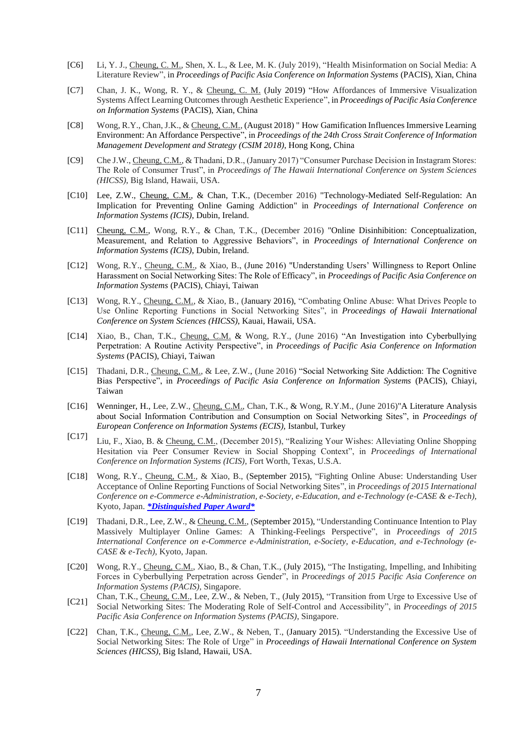[C6] Li, Y. J., Cheung, C. M., Shen, X. L., & Lee, M. K. (July 2019), "Health Misinformation on Social Media: A Literature Review", in *Proceedings of Pacific Asia Conference on Information Systems* (PACIS), Xian, China

[C7] Chan, J. K., Wong, R. Y., & Cheung, C. M. (July 2019) "How Affordances of Immersive Visualization Systems Affect Learning Outcomes through Aesthetic Experience", in *Proceedings of Pacific Asia Conference on Information Systems* (PACIS), Xian, China

[C8] Wong, R.Y., Chan, J.K., & Cheung, C.M., (August 2018) " How Gamification Influences Immersive Learning Environment: An Affordance Perspective", in *Proceedings of the 24th Cross Strait Conference of Information Management Development and Strategy (CSIM 2018)*, Hong Kong, China

[C9] Che J.W., Cheung, C.M., & Thadani, D.R., (January 2017) "Consumer Purchase Decision in Instagram Stores: The Role of Consumer Trust", in *Proceedings of The Hawaii International Conference on System Sciences (HICSS)*, Big Island, Hawaii, USA.

[C10] Lee, Z.W., Cheung, C.M., & Chan, T.K., (December 2016) "Technology-Mediated Self-Regulation: An Implication for Preventing Online Gaming Addiction" in *Proceedings of International Conference on Information Systems (ICIS)*, Dubin, Ireland.

[C11] Cheung, C.M., Wong, R.Y., & Chan, T.K., (December 2016) "Online Disinhibition: Conceptualization, Measurement, and Relation to Aggressive Behaviors", in *Proceedings of International Conference on Information Systems (ICIS)*, Dubin, Ireland.

[C12] Wong, R.Y., Cheung, C.M., & Xiao, B., (June 2016) "Understanding Users' Willingness to Report Online Harassment on Social Networking Sites: The Role of Efficacy", in *Proceedings of Pacific Asia Conference on Information Systems* (PACIS), Chiayi, Taiwan

[C13] Wong, R.Y., Cheung, C.M., & Xiao, B., (January 2016), "Combating Online Abuse: What Drives People to Use Online Reporting Functions in Social Networking Sites", in *Proceedings of Hawaii International Conference on System Sciences (HICSS)*, Kauai, Hawaii, USA.

[C14] Xiao, B., Chan, T.K., Cheung, C.M. & Wong, R.Y., (June 2016) "An Investigation into Cyberbullying Perpetration: A Routine Activity Perspective", in *Proceedings of Pacific Asia Conference on Information Systems* (PACIS), Chiayi, Taiwan

[C15] Thadani, D.R., Cheung, C.M., & Lee, Z.W., (June 2016) "Social Networking Site Addiction: The Cognitive Bias Perspective", in *Proceedings of Pacific Asia Conference on Information Systems* (PACIS), Chiayi, Taiwan

[C16] Wenninger, H., Lee, Z.W., Cheung, C.M., Chan, T.K., & Wong, R.Y.M., (June 2016)"A Literature Analysis about Social Information Contribution and Consumption on Social Networking Sites", in *Proceedings of European Conference on Information Systems (ECIS)*, Istanbul, Turkey

[C17] Liu, F., Xiao, B. & Cheung, C.M., (December 2015), "Realizing Your Wishes: Alleviating Online Shopping Hesitation via Peer Consumer Review in Social Shopping Context", in *Proceedings of International Conference on Information Systems (ICIS)*, Fort Worth, Texas, U.S.A.

[C18] Wong, R.Y., Cheung, C.M., & Xiao, B., (September 2015), "Fighting Online Abuse: Understanding User Acceptance of Online Reporting Functions of Social Networking Sites", in *Proceedings of 2015 International Conference on e-Commerce e-Administration, e-Society, e-Education, and e-Technology (e-CASE & e-Tech)*, Kyoto, Japan. ***Distinguished Paper Award***

[C19] Thadani, D.R., Lee, Z.W., & Cheung, C.M., (September 2015), "Understanding Continuance Intention to Play Massively Multiplayer Online Games: A Thinking-Feelings Perspective", in *Proceedings of 2015 International Conference on e-Commerce e-Administration, e-Society, e-Education, and e-Technology (e-CASE & e-Tech)*, Kyoto, Japan.

[C20] Wong, R.Y., Cheung, C.M., Xiao, B., & Chan, T.K., (July 2015), "The Instigating, Impelling, and Inhibiting Forces in Cyberbullying Perpetration across Gender", in *Proceedings of 2015 Pacific Asia Conference on Information Systems (PACIS)*, Singapore.

[C21] Chan, T.K., Cheung, C.M., Lee, Z.W., & Neben, T., (July 2015), "Transition from Urge to Excessive Use of Social Networking Sites: The Moderating Role of Self-Control and Accessibility", in *Proceedings of 2015 Pacific Asia Conference on Information Systems (PACIS)*, Singapore.

[C22] Chan, T.K., Cheung, C.M., Lee, Z.W., & Neben, T., (January 2015). "Understanding the Excessive Use of Social Networking Sites: The Role of Urge" in *Proceedings of Hawaii International Conference on System Sciences (HICSS)*, Big Island, Hawaii, USA.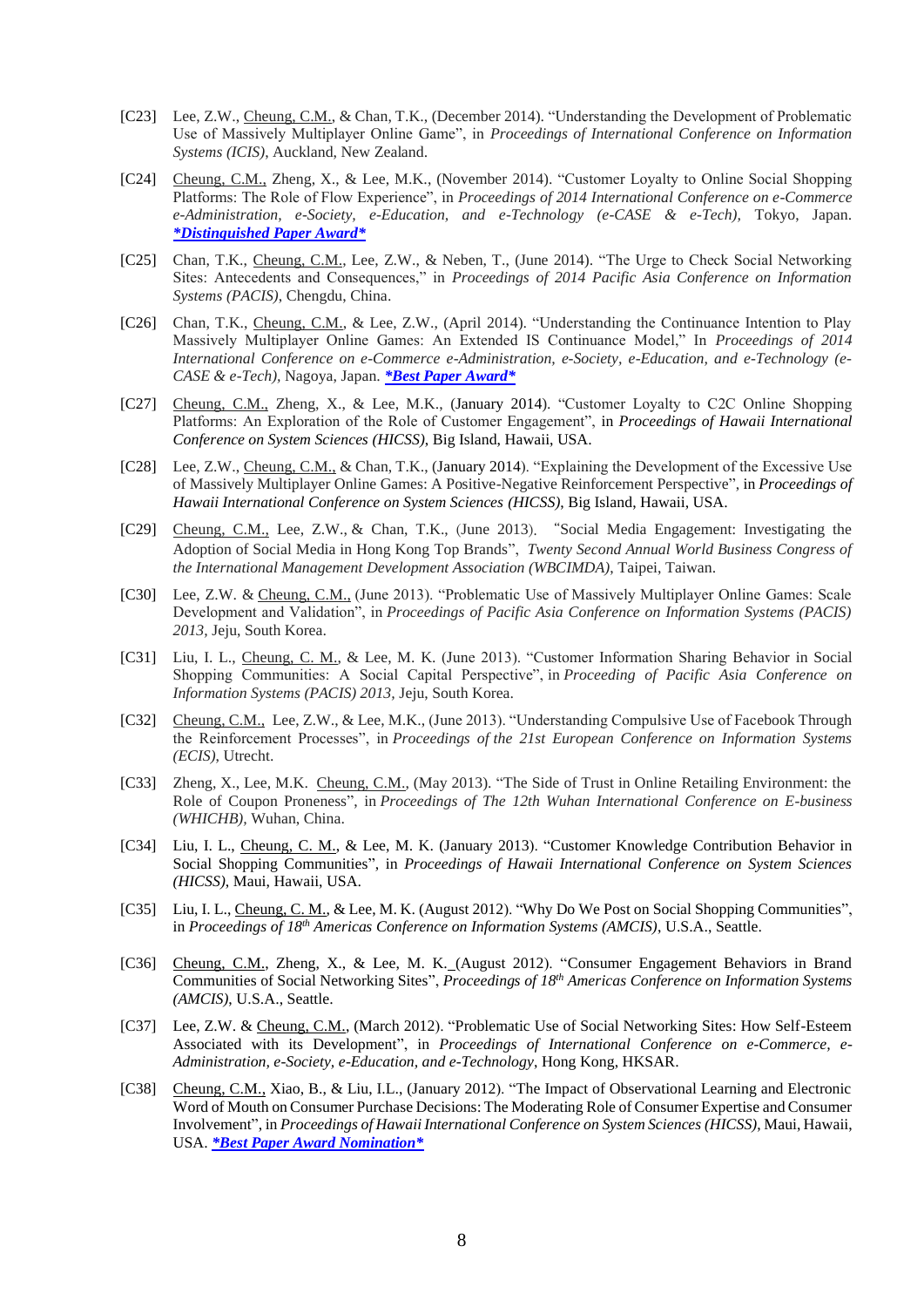[C23] Lee, Z.W., Cheung, C.M., & Chan, T.K., (December 2014). “Understanding the Development of Problematic Use of Massively Multiplayer Online Game”, in *Proceedings of International Conference on Information Systems (ICIS)*, Auckland, New Zealand.

[C24] Cheung, C.M., Zheng, X., & Lee, M.K., (November 2014). “Customer Loyalty to Online Social Shopping Platforms: The Role of Flow Experience”, in *Proceedings of 2014 International Conference on e-Commerce e-Administration, e-Society, e-Education, and e-Technology (e-CASE & e-Tech)*, Tokyo, Japan. ***Distinguished Paper Award***

[C25] Chan, T.K., Cheung, C.M., Lee, Z.W., & Neben, T., (June 2014). “The Urge to Check Social Networking Sites: Antecedents and Consequences,” in *Proceedings of 2014 Pacific Asia Conference on Information Systems (PACIS)*, Chengdu, China.

[C26] Chan, T.K., Cheung, C.M., & Lee, Z.W., (April 2014). “Understanding the Continuance Intention to Play Massively Multiplayer Online Games: An Extended IS Continuance Model,” In *Proceedings of 2014 International Conference on e-Commerce e-Administration, e-Society, e-Education, and e-Technology (e-CASE & e-Tech)*, Nagoya, Japan. ***Best Paper Award***

[C27] Cheung, C.M., Zheng, X., & Lee, M.K., (January 2014). “Customer Loyalty to C2C Online Shopping Platforms: An Exploration of the Role of Customer Engagement”, in *Proceedings of Hawaii International Conference on System Sciences (HICSS)*, Big Island, Hawaii, USA.

[C28] Lee, Z.W., Cheung, C.M., & Chan, T.K., (January 2014). “Explaining the Development of the Excessive Use of Massively Multiplayer Online Games: A Positive-Negative Reinforcement Perspective”, in *Proceedings of Hawaii International Conference on System Sciences (HICSS)*, Big Island, Hawaii, USA.

[C29] Cheung, C.M., Lee, Z.W., & Chan, T.K., (June 2013). “Social Media Engagement: Investigating the Adoption of Social Media in Hong Kong Top Brands”, *Twenty Second Annual World Business Congress of the International Management Development Association (WBCIMDA)*, Taipei, Taiwan.

[C30] Lee, Z.W. & Cheung, C.M., (June 2013). “Problematic Use of Massively Multiplayer Online Games: Scale Development and Validation”, in *Proceedings of Pacific Asia Conference on Information Systems (PACIS) 2013*, Jeju, South Korea.

[C31] Liu, I. L., Cheung, C. M., & Lee, M. K. (June 2013). “Customer Information Sharing Behavior in Social Shopping Communities: A Social Capital Perspective”, in *Proceeding of Pacific Asia Conference on Information Systems (PACIS) 2013*, Jeju, South Korea.

[C32] Cheung, C.M., Lee, Z.W., & Lee, M.K., (June 2013). “Understanding Compulsive Use of Facebook Through the Reinforcement Processes”, in *Proceedings of the 21st European Conference on Information Systems (ECIS)*, Utrecht.

[C33] Zheng, X., Lee, M.K. Cheung, C.M., (May 2013). “The Side of Trust in Online Retailing Environment: the Role of Coupon Proneness”, in *Proceedings of The 12th Wuhan International Conference on E-business (WHICHB)*, Wuhan, China.

[C34] Liu, I. L., Cheung, C. M., & Lee, M. K. (January 2013). “Customer Knowledge Contribution Behavior in Social Shopping Communities”, in *Proceedings of Hawaii International Conference on System Sciences (HICSS)*, Maui, Hawaii, USA.

[C35] Liu, I. L., Cheung, C. M., & Lee, M. K. (August 2012). “Why Do We Post on Social Shopping Communities”, in *Proceedings of 18th Americas Conference on Information Systems (AMCIS)*, U.S.A., Seattle.

[C36] Cheung, C.M., Zheng, X., & Lee, M. K. (August 2012). “Consumer Engagement Behaviors in Brand Communities of Social Networking Sites”, *Proceedings of 18th Americas Conference on Information Systems (AMCIS)*, U.S.A., Seattle.

[C37] Lee, Z.W. & Cheung, C.M., (March 2012). “Problematic Use of Social Networking Sites: How Self-Esteem Associated with its Development”, in *Proceedings of International Conference on e-Commerce, e-Administration, e-Society, e-Education, and e-Technology*, Hong Kong, HKSAR.

[C38] Cheung, C.M., Xiao, B., & Liu, I.L., (January 2012). “The Impact of Observational Learning and Electronic Word of Mouth on Consumer Purchase Decisions: The Moderating Role of Consumer Expertise and Consumer Involvement”, in *Proceedings of Hawaii International Conference on System Sciences (HICSS)*, Maui, Hawaii, USA. ***Best Paper Award Nomination***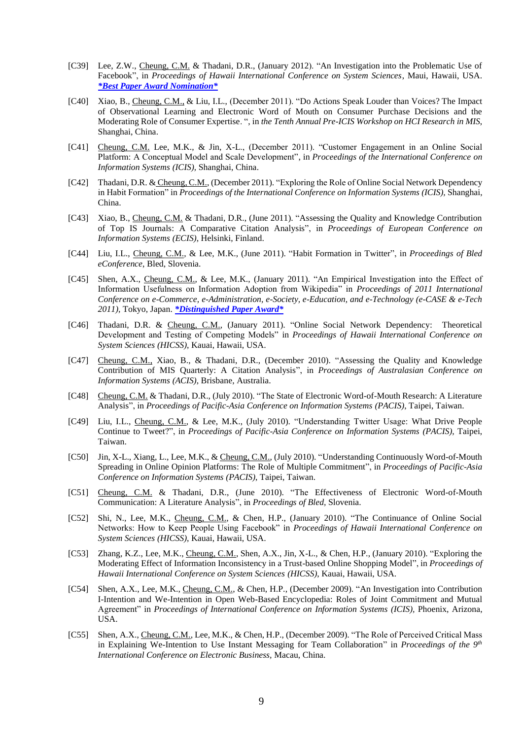[C39] Lee, Z.W., <u>Cheung, C.M.</u> & Thadani, D.R., (January 2012). "An Investigation into the Problematic Use of Facebook", in *Proceedings of Hawaii International Conference on System Sciences*, Maui, Hawaii, USA. ***Best Paper Award Nomination***

[C40] Xiao, B., <u>Cheung, C.M.,</u> & Liu, I.L., (December 2011). "Do Actions Speak Louder than Voices? The Impact of Observational Learning and Electronic Word of Mouth on Consumer Purchase Decisions and the Moderating Role of Consumer Expertise. ", in *the Tenth Annual Pre-ICIS Workshop on HCI Research in MIS*, Shanghai, China.

[C41] <u>Cheung, C.M.</u> Lee, M.K., & Jin, X-L., (December 2011). "Customer Engagement in an Online Social Platform: A Conceptual Model and Scale Development", in *Proceedings of the International Conference on Information Systems (ICIS)*, Shanghai, China.

[C42] Thadani, D.R. & <u>Cheung, C.M.</u>, (December 2011). "Exploring the Role of Online Social Network Dependency in Habit Formation" in *Proceedings of the International Conference on Information Systems (ICIS)*, Shanghai, China.

[C43] Xiao, B., <u>Cheung, C.M.</u> & Thadani, D.R., (June 2011). "Assessing the Quality and Knowledge Contribution of Top IS Journals: A Comparative Citation Analysis", in *Proceedings of European Conference on Information Systems (ECIS)*, Helsinki, Finland.

[C44] Liu, I.L., <u>Cheung, C.M.</u>, & Lee, M.K., (June 2011). "Habit Formation in Twitter", in *Proceedings of Bled eConference*, Bled, Slovenia.

[C45] Shen, A.X., <u>Cheung, C.M.</u>, & Lee, M.K., (January 2011). "An Empirical Investigation into the Effect of Information Usefulness on Information Adoption from Wikipedia" in *Proceedings of 2011 International Conference on e-Commerce, e-Administration, e-Society, e-Education, and e-Technology (e-CASE & e-Tech 2011)*, Tokyo, Japan. ***Distinguished Paper Award***

[C46] Thadani, D.R. & <u>Cheung, C.M.</u>, (January 2011). "Online Social Network Dependency: Theoretical Development and Testing of Competing Models" in *Proceedings of Hawaii International Conference on System Sciences (HICSS)*, Kauai, Hawaii, USA.

[C47] <u>Cheung, C.M.</u>, Xiao, B., & Thadani, D.R., (December 2010). "Assessing the Quality and Knowledge Contribution of MIS Quarterly: A Citation Analysis", in *Proceedings of Australasian Conference on Information Systems (ACIS)*, Brisbane, Australia.

[C48] <u>Cheung, C.M.</u> & Thadani, D.R., (July 2010). "The State of Electronic Word-of-Mouth Research: A Literature Analysis", in *Proceedings of Pacific-Asia Conference on Information Systems (PACIS)*, Taipei, Taiwan.

[C49] Liu, I.L., <u>Cheung, C.M.</u>, & Lee, M.K., (July 2010). "Understanding Twitter Usage: What Drive People Continue to Tweet?", in *Proceedings of Pacific-Asia Conference on Information Systems (PACIS)*, Taipei, Taiwan.

[C50] Jin, X-L., Xiang, L., Lee, M.K., & <u>Cheung, C.M.</u>, (July 2010). "Understanding Continuously Word-of-Mouth Spreading in Online Opinion Platforms: The Role of Multiple Commitment", in *Proceedings of Pacific-Asia Conference on Information Systems (PACIS)*, Taipei, Taiwan.

[C51] <u>Cheung, C.M.</u> & Thadani, D.R., (June 2010). "The Effectiveness of Electronic Word-of-Mouth Communication: A Literature Analysis", in *Proceedings of Bled*, Slovenia.

[C52] Shi, N., Lee, M.K., <u>Cheung, C.M.</u>, & Chen, H.P., (January 2010). "The Continuance of Online Social Networks: How to Keep People Using Facebook" in *Proceedings of Hawaii International Conference on System Sciences (HICSS)*, Kauai, Hawaii, USA.

[C53] Zhang, K.Z., Lee, M.K., <u>Cheung, C.M.</u>, Shen, A.X., Jin, X-L., & Chen, H.P., (January 2010). "Exploring the Moderating Effect of Information Inconsistency in a Trust-based Online Shopping Model", in *Proceedings of Hawaii International Conference on System Sciences (HICSS)*, Kauai, Hawaii, USA.

[C54] Shen, A.X., Lee, M.K., <u>Cheung, C.M.</u>, & Chen, H.P., (December 2009). "An Investigation into Contribution I-Intention and We-Intention in Open Web-Based Encyclopedia: Roles of Joint Commitment and Mutual Agreement" in *Proceedings of International Conference on Information Systems (ICIS)*, Phoenix, Arizona, USA.

[C55] Shen, A.X., <u>Cheung, C.M.</u>, Lee, M.K., & Chen, H.P., (December 2009). "The Role of Perceived Critical Mass in Explaining We-Intention to Use Instant Messaging for Team Collaboration" in *Proceedings of the 9th International Conference on Electronic Business*, Macau, China.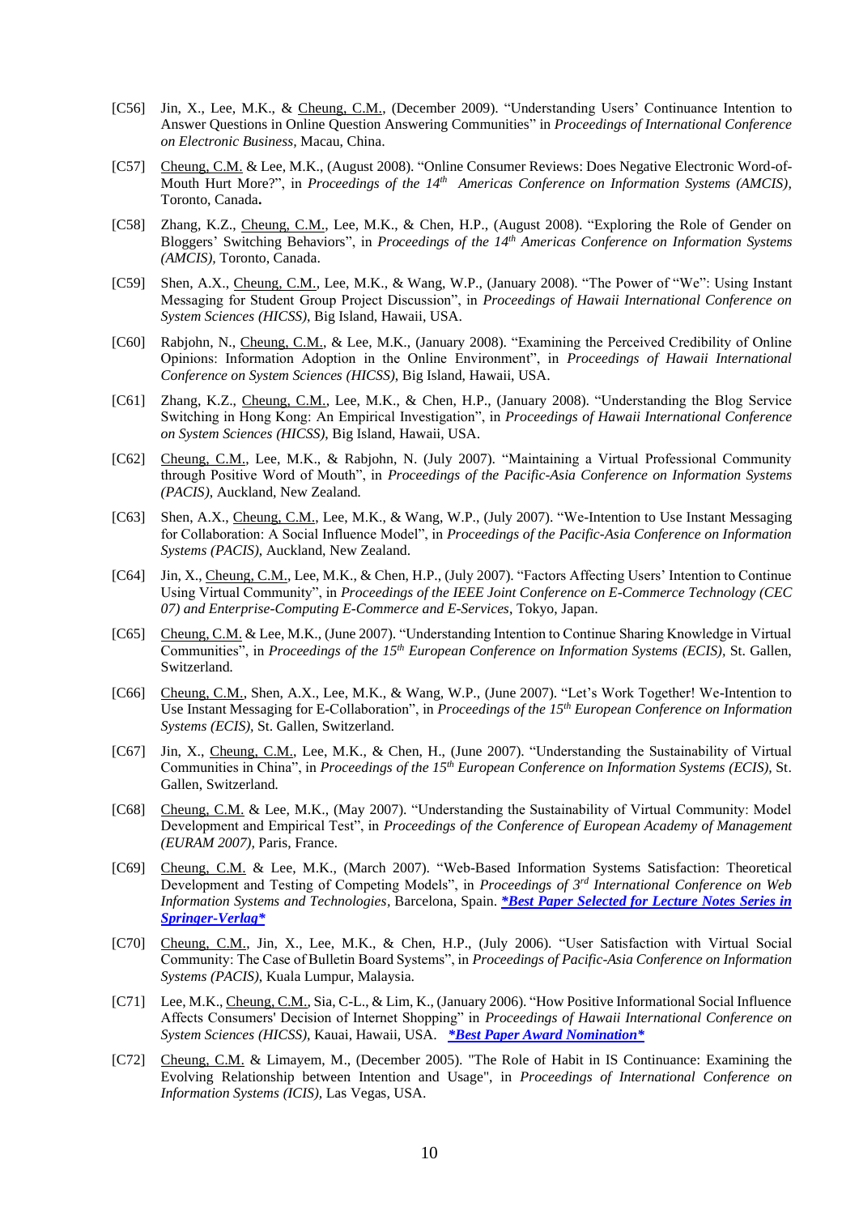[C56] Jin, X., Lee, M.K., & Cheung, C.M., (December 2009). "Understanding Users' Continuance Intention to Answer Questions in Online Question Answering Communities" in *Proceedings of International Conference on Electronic Business*, Macau, China.

[C57] Cheung, C.M. & Lee, M.K., (August 2008). "Online Consumer Reviews: Does Negative Electronic Word-of-Mouth Hurt More?", in *Proceedings of the 14th Americas Conference on Information Systems (AMCIS)*, Toronto, Canada**.**

[C58] Zhang, K.Z., Cheung, C.M., Lee, M.K., & Chen, H.P., (August 2008). "Exploring the Role of Gender on Bloggers' Switching Behaviors", in *Proceedings of the 14th Americas Conference on Information Systems (AMCIS)*, Toronto, Canada.

[C59] Shen, A.X., Cheung, C.M., Lee, M.K., & Wang, W.P., (January 2008). "The Power of "We": Using Instant Messaging for Student Group Project Discussion", in *Proceedings of Hawaii International Conference on System Sciences (HICSS)*, Big Island, Hawaii, USA.

[C60] Rabjohn, N., Cheung, C.M., & Lee, M.K., (January 2008). "Examining the Perceived Credibility of Online Opinions: Information Adoption in the Online Environment", in *Proceedings of Hawaii International Conference on System Sciences (HICSS)*, Big Island, Hawaii, USA.

[C61] Zhang, K.Z., Cheung, C.M., Lee, M.K., & Chen, H.P., (January 2008). "Understanding the Blog Service Switching in Hong Kong: An Empirical Investigation", in *Proceedings of Hawaii International Conference on System Sciences (HICSS)*, Big Island, Hawaii, USA.

[C62] Cheung, C.M., Lee, M.K., & Rabjohn, N. (July 2007). "Maintaining a Virtual Professional Community through Positive Word of Mouth", in *Proceedings of the Pacific-Asia Conference on Information Systems (PACIS)*, Auckland, New Zealand.

[C63] Shen, A.X., Cheung, C.M., Lee, M.K., & Wang, W.P., (July 2007). "We-Intention to Use Instant Messaging for Collaboration: A Social Influence Model", in *Proceedings of the Pacific-Asia Conference on Information Systems (PACIS)*, Auckland, New Zealand.

[C64] Jin, X., Cheung, C.M., Lee, M.K., & Chen, H.P., (July 2007). "Factors Affecting Users' Intention to Continue Using Virtual Community", in *Proceedings of the IEEE Joint Conference on E-Commerce Technology (CEC 07) and Enterprise-Computing E-Commerce and E-Services*, Tokyo, Japan.

[C65] Cheung, C.M. & Lee, M.K., (June 2007). "Understanding Intention to Continue Sharing Knowledge in Virtual Communities", in *Proceedings of the 15th European Conference on Information Systems (ECIS)*, St. Gallen, Switzerland.

[C66] Cheung, C.M., Shen, A.X., Lee, M.K., & Wang, W.P., (June 2007). "Let's Work Together! We-Intention to Use Instant Messaging for E-Collaboration", in *Proceedings of the 15th European Conference on Information Systems (ECIS)*, St. Gallen, Switzerland.

[C67] Jin, X., Cheung, C.M., Lee, M.K., & Chen, H., (June 2007). "Understanding the Sustainability of Virtual Communities in China", in *Proceedings of the 15th European Conference on Information Systems (ECIS)*, St. Gallen, Switzerland.

[C68] Cheung, C.M. & Lee, M.K., (May 2007). "Understanding the Sustainability of Virtual Community: Model Development and Empirical Test", in *Proceedings of the Conference of European Academy of Management (EURAM 2007)*, Paris, France.

[C69] Cheung, C.M. & Lee, M.K., (March 2007). "Web-Based Information Systems Satisfaction: Theoretical Development and Testing of Competing Models", in *Proceedings of 3rd International Conference on Web Information Systems and Technologies*, Barcelona, Spain. ***Best Paper Selected for Lecture Notes Series in Springer-Verlag***

[C70] Cheung, C.M., Jin, X., Lee, M.K., & Chen, H.P., (July 2006). "User Satisfaction with Virtual Social Community: The Case of Bulletin Board Systems", in *Proceedings of Pacific-Asia Conference on Information Systems (PACIS)*, Kuala Lumpur, Malaysia.

[C71] Lee, M.K., Cheung, C.M., Sia, C-L., & Lim, K., (January 2006). "How Positive Informational Social Influence Affects Consumers' Decision of Internet Shopping" in *Proceedings of Hawaii International Conference on System Sciences (HICSS)*, Kauai, Hawaii, USA. ***Best Paper Award Nomination***

[C72] Cheung, C.M. & Limayem, M., (December 2005). "The Role of Habit in IS Continuance: Examining the Evolving Relationship between Intention and Usage", in *Proceedings of International Conference on Information Systems (ICIS)*, Las Vegas, USA.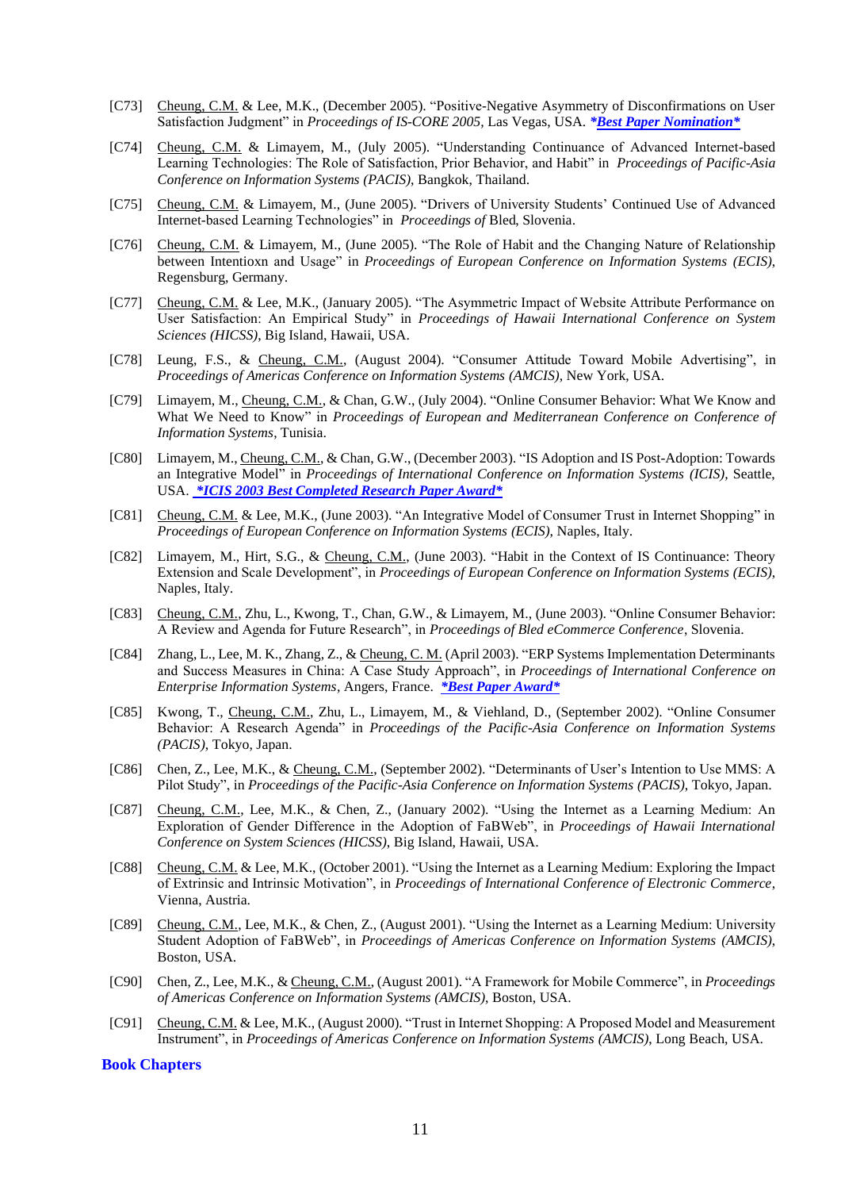[C73] Cheung, C.M. & Lee, M.K., (December 2005). "Positive-Negative Asymmetry of Disconfirmations on User Satisfaction Judgment" in *Proceedings of IS-CORE 2005,* Las Vegas, USA. ***Best Paper Nomination***

[C74] Cheung, C.M. & Limayem, M., (July 2005). "Understanding Continuance of Advanced Internet-based Learning Technologies: The Role of Satisfaction, Prior Behavior, and Habit" in *Proceedings of Pacific-Asia Conference on Information Systems (PACIS)*, Bangkok, Thailand.

[C75] Cheung, C.M. & Limayem, M., (June 2005). "Drivers of University Students' Continued Use of Advanced Internet-based Learning Technologies" in *Proceedings of* Bled, Slovenia.

[C76] Cheung, C.M. & Limayem, M., (June 2005). "The Role of Habit and the Changing Nature of Relationship between Intentioxn and Usage" in *Proceedings of European Conference on Information Systems (ECIS)*, Regensburg, Germany.

[C77] Cheung, C.M. & Lee, M.K., (January 2005). "The Asymmetric Impact of Website Attribute Performance on User Satisfaction: An Empirical Study" in *Proceedings of Hawaii International Conference on System Sciences (HICSS)*, Big Island, Hawaii, USA.

[C78] Leung, F.S., & Cheung, C.M., (August 2004). "Consumer Attitude Toward Mobile Advertising", in *Proceedings of Americas Conference on Information Systems (AMCIS)*, New York, USA.

[C79] Limayem, M., Cheung, C.M., & Chan, G.W., (July 2004). "Online Consumer Behavior: What We Know and What We Need to Know" in *Proceedings of European and Mediterranean Conference on Conference of Information Systems*, Tunisia.

[C80] Limayem, M., Cheung, C.M., & Chan, G.W., (December 2003). "IS Adoption and IS Post-Adoption: Towards an Integrative Model" in *Proceedings of International Conference on Information Systems (ICIS),* Seattle, USA. ***ICIS 2003 Best Completed Research Paper Award***

[C81] Cheung, C.M. & Lee, M.K., (June 2003). "An Integrative Model of Consumer Trust in Internet Shopping" in *Proceedings of European Conference on Information Systems (ECIS),* Naples, Italy.

[C82] Limayem, M., Hirt, S.G., & Cheung, C.M., (June 2003). "Habit in the Context of IS Continuance: Theory Extension and Scale Development", in *Proceedings of European Conference on Information Systems (ECIS)*, Naples, Italy.

[C83] Cheung, C.M., Zhu, L., Kwong, T., Chan, G.W., & Limayem, M., (June 2003). "Online Consumer Behavior: A Review and Agenda for Future Research", in *Proceedings of Bled eCommerce Conference*, Slovenia.

[C84] Zhang, L., Lee, M. K., Zhang, Z., & Cheung, C. M. (April 2003). "ERP Systems Implementation Determinants and Success Measures in China: A Case Study Approach", in *Proceedings of International Conference on Enterprise Information Systems*, Angers, France. ***Best Paper Award***

[C85] Kwong, T., Cheung, C.M., Zhu, L., Limayem, M., & Viehland, D., (September 2002). "Online Consumer Behavior: A Research Agenda" in *Proceedings of the Pacific-Asia Conference on Information Systems (PACIS)*, Tokyo, Japan.

[C86] Chen, Z., Lee, M.K., & Cheung, C.M., (September 2002). "Determinants of User's Intention to Use MMS: A Pilot Study", in *Proceedings of the Pacific-Asia Conference on Information Systems (PACIS)*, Tokyo, Japan.

[C87] Cheung, C.M., Lee, M.K., & Chen, Z., (January 2002). "Using the Internet as a Learning Medium: An Exploration of Gender Difference in the Adoption of FaBWeb", in *Proceedings of Hawaii International Conference on System Sciences (HICSS)*, Big Island, Hawaii, USA.

[C88] Cheung, C.M. & Lee, M.K., (October 2001). "Using the Internet as a Learning Medium: Exploring the Impact of Extrinsic and Intrinsic Motivation", in *Proceedings of International Conference of Electronic Commerce*, Vienna, Austria.

[C89] Cheung, C.M., Lee, M.K., & Chen, Z., (August 2001). "Using the Internet as a Learning Medium: University Student Adoption of FaBWeb", in *Proceedings of Americas Conference on Information Systems (AMCIS)*, Boston, USA.

[C90] Chen, Z., Lee, M.K., & Cheung, C.M., (August 2001). "A Framework for Mobile Commerce", in *Proceedings of Americas Conference on Information Systems (AMCIS)*, Boston, USA.

[C91] Cheung, C.M. & Lee, M.K., (August 2000). "Trust in Internet Shopping: A Proposed Model and Measurement Instrument", in *Proceedings of Americas Conference on Information Systems (AMCIS)*, Long Beach, USA.

## Book Chapters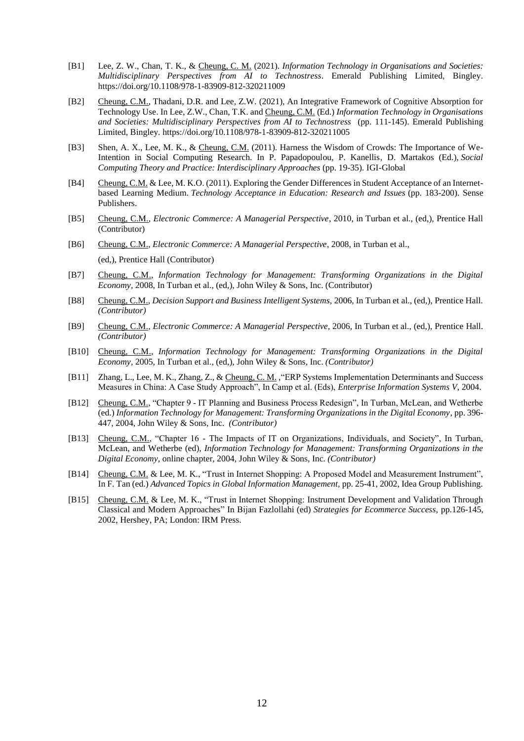[B1] Lee, Z. W., Chan, T. K., & Cheung, C. M. (2021). *Information Technology in Organisations and Societies: Multidisciplinary Perspectives from AI to Technostress*. Emerald Publishing Limited, Bingley. https://doi.org/10.1108/978-1-83909-812-320211009

[B2] Cheung, C.M., Thadani, D.R. and Lee, Z.W. (2021), An Integrative Framework of Cognitive Absorption for Technology Use. In Lee, Z.W., Chan, T.K. and Cheung, C.M. (Ed.) *Information Technology in Organisations and Societies: Multidisciplinary Perspectives from AI to Technostress* (pp. 111-145). Emerald Publishing Limited, Bingley. https://doi.org/10.1108/978-1-83909-812-320211005

[B3] Shen, A. X., Lee, M. K., & Cheung, C.M. (2011). Harness the Wisdom of Crowds: The Importance of We-Intention in Social Computing Research. In P. Papadopoulou, P. Kanellis, D. Martakos (Ed.), *Social Computing Theory and Practice: Interdisciplinary Approaches* (pp. 19-35). IGI-Global

[B4] Cheung, C.M. & Lee, M. K.O. (2011). Exploring the Gender Differences in Student Acceptance of an Internet-based Learning Medium. *Technology Acceptance in Education: Research and Issues* (pp. 183-200). Sense Publishers.

[B5] Cheung, C.M., *Electronic Commerce: A Managerial Perspective*, 2010, in Turban et al., (ed,), Prentice Hall (Contributor)

[B6] Cheung, C.M., *Electronic Commerce: A Managerial Perspective*, 2008, in Turban et al., (ed,), Prentice Hall (Contributor)

[B7] Cheung, C.M., *Information Technology for Management: Transforming Organizations in the Digital Economy*, 2008, In Turban et al., (ed,), John Wiley & Sons, Inc. (Contributor)

[B8] Cheung, C.M., *Decision Support and Business Intelligent Systems*, 2006, In Turban et al., (ed,), Prentice Hall. *(Contributor)*

[B9] Cheung, C.M., *Electronic Commerce: A Managerial Perspective*, 2006, In Turban et al., (ed,), Prentice Hall. *(Contributor)*

[B10] Cheung, C.M., *Information Technology for Management: Transforming Organizations in the Digital Economy*, 2005, In Turban et al., (ed,), John Wiley & Sons, Inc. *(Contributor)*

[B11] Zhang, L., Lee, M. K., Zhang, Z., & Cheung, C. M. ,"ERP Systems Implementation Determinants and Success Measures in China: A Case Study Approach", In Camp et al. (Eds), *Enterprise Information Systems V*, 2004.

[B12] Cheung, C.M., "Chapter 9 - IT Planning and Business Process Redesign", In Turban, McLean, and Wetherbe (ed.) *Information Technology for Management: Transforming Organizations in the Digital Economy*, pp. 396-447, 2004, John Wiley & Sons, Inc. *(Contributor)*

[B13] Cheung, C.M., "Chapter 16 - The Impacts of IT on Organizations, Individuals, and Society", In Turban, McLean, and Wetherbe (ed), *Information Technology for Management: Transforming Organizations in the Digital Economy*, online chapter, 2004, John Wiley & Sons, Inc. *(Contributor)*

[B14] Cheung, C.M. & Lee, M. K., "Trust in Internet Shopping: A Proposed Model and Measurement Instrument", In F. Tan (ed.) *Advanced Topics in Global Information Management*, pp. 25-41, 2002, Idea Group Publishing.

[B15] Cheung, C.M. & Lee, M. K., "Trust in Internet Shopping: Instrument Development and Validation Through Classical and Modern Approaches" In Bijan Fazlollahi (ed) *Strategies for Ecommerce Success*, pp.126-145, 2002, Hershey, PA; London: IRM Press.